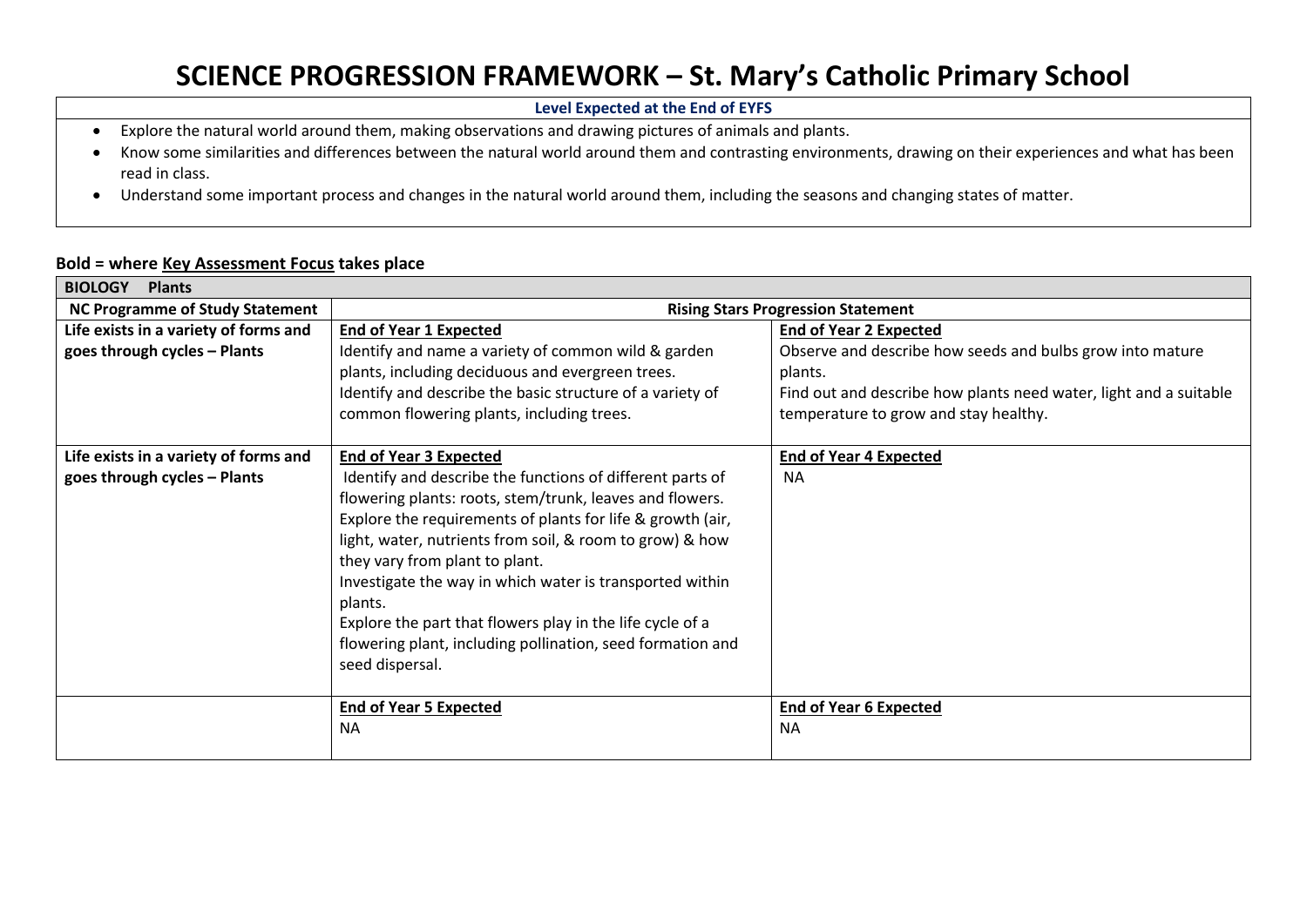# SCIENCE PROGRESSION FRAMEWORK – St. Mary's Catholic Primary School

**Level Expected at the End of EYFS**

- Explore the natural world around them, making observations and drawing pictures of animals and plants.
- Know some similarities and differences between the natural world around them and contrasting environments, drawing on their experiences and what has been read in class.
- Understand some important process and changes in the natural world around them, including the seasons and changing states of matter.

**Bold = where Key Assessment Focus takes place**

| **BIOLOGY Plants** | | |
|---|---|---|
| **NC Programme of Study Statement** | **Rising Stars Progression Statement** | |
| **Life exists in a variety of forms and goes through cycles – Plants** | **End of Year 1 Expected**<br>Identify and name a variety of common wild & garden plants, including deciduous and evergreen trees.<br>Identify and describe the basic structure of a variety of common flowering plants, including trees. | **End of Year 2 Expected**<br>Observe and describe how seeds and bulbs grow into mature plants.<br>Find out and describe how plants need water, light and a suitable temperature to grow and stay healthy. |
| **Life exists in a variety of forms and goes through cycles – Plants** | **End of Year 3 Expected**<br>Identify and describe the functions of different parts of flowering plants: roots, stem/trunk, leaves and flowers.<br>Explore the requirements of plants for life & growth (air, light, water, nutrients from soil, & room to grow) & how they vary from plant to plant.<br>Investigate the way in which water is transported within plants.<br>Explore the part that flowers play in the life cycle of a flowering plant, including pollination, seed formation and seed dispersal. | **End of Year 4 Expected**<br>NA |
| | **End of Year 5 Expected**<br>NA | **End of Year 6 Expected**<br>NA |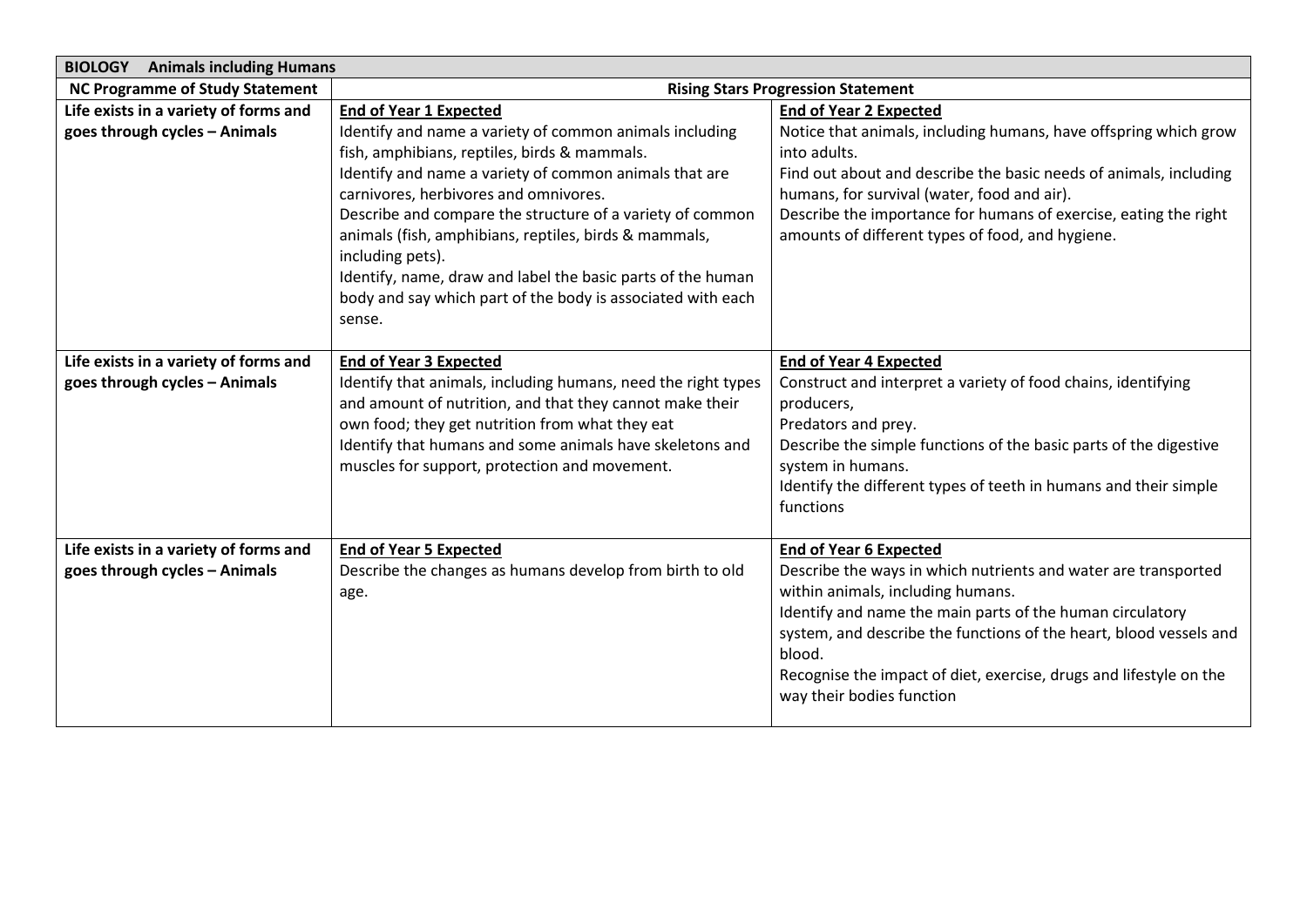| **BIOLOGY Animals including Humans** | | |
|---|---|---|
| **NC Programme of Study Statement** | **Rising Stars Progression Statement** | |
| **Life exists in a variety of forms and goes through cycles – Animals** | **End of Year 1 Expected**<br>Identify and name a variety of common animals including fish, amphibians, reptiles, birds & mammals.<br>Identify and name a variety of common animals that are carnivores, herbivores and omnivores.<br>Describe and compare the structure of a variety of common animals (fish, amphibians, reptiles, birds & mammals, including pets).<br>Identify, name, draw and label the basic parts of the human body and say which part of the body is associated with each sense. | **End of Year 2 Expected**<br>Notice that animals, including humans, have offspring which grow into adults.<br>Find out about and describe the basic needs of animals, including humans, for survival (water, food and air).<br>Describe the importance for humans of exercise, eating the right amounts of different types of food, and hygiene. |
| **Life exists in a variety of forms and goes through cycles – Animals** | **End of Year 3 Expected**<br>Identify that animals, including humans, need the right types and amount of nutrition, and that they cannot make their own food; they get nutrition from what they eat<br>Identify that humans and some animals have skeletons and muscles for support, protection and movement. | **End of Year 4 Expected**<br>Construct and interpret a variety of food chains, identifying producers,<br>Predators and prey.<br>Describe the simple functions of the basic parts of the digestive system in humans.<br>Identify the different types of teeth in humans and their simple functions |
| **Life exists in a variety of forms and goes through cycles – Animals** | **End of Year 5 Expected**<br>Describe the changes as humans develop from birth to old age. | **End of Year 6 Expected**<br>Describe the ways in which nutrients and water are transported within animals, including humans.<br>Identify and name the main parts of the human circulatory system, and describe the functions of the heart, blood vessels and blood.<br>Recognise the impact of diet, exercise, drugs and lifestyle on the way their bodies function |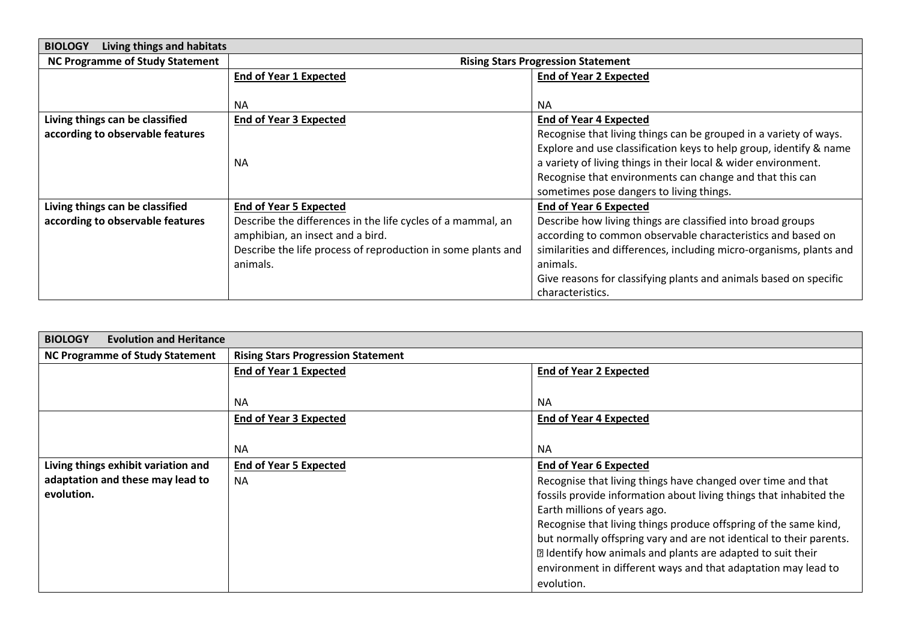| **BIOLOGY Living things and habitats** | | |
|---|---|---|
| **NC Programme of Study Statement** | **Rising Stars Progression Statement** | |
| | **End of Year 1 Expected**<br><br>NA | **End of Year 2 Expected**<br><br>NA |
| **Living things can be classified according to observable features** | **End of Year 3 Expected**<br><br>NA | **End of Year 4 Expected**<br>Recognise that living things can be grouped in a variety of ways.<br>Explore and use classification keys to help group, identify & name a variety of living things in their local & wider environment.<br>Recognise that environments can change and that this can sometimes pose dangers to living things. |
| **Living things can be classified according to observable features** | **End of Year 5 Expected**<br>Describe the differences in the life cycles of a mammal, an amphibian, an insect and a bird.<br>Describe the life process of reproduction in some plants and animals. | **End of Year 6 Expected**<br>Describe how living things are classified into broad groups according to common observable characteristics and based on similarities and differences, including micro-organisms, plants and animals.<br>Give reasons for classifying plants and animals based on specific characteristics. |

| **BIOLOGY Evolution and Heritance** | | |
|---|---|---|
| **NC Programme of Study Statement** | **Rising Stars Progression Statement** | |
| | **End of Year 1 Expected**<br><br>NA | **End of Year 2 Expected**<br><br>NA |
| | **End of Year 3 Expected**<br><br>NA | **End of Year 4 Expected**<br><br>NA |
| **Living things exhibit variation and adaptation and these may lead to evolution.** | **End of Year 5 Expected**<br>NA | **End of Year 6 Expected**<br>Recognise that living things have changed over time and that fossils provide information about living things that inhabited the Earth millions of years ago.<br>Recognise that living things produce offspring of the same kind, but normally offspring vary and are not identical to their parents.<br>Identify how animals and plants are adapted to suit their environment in different ways and that adaptation may lead to evolution. |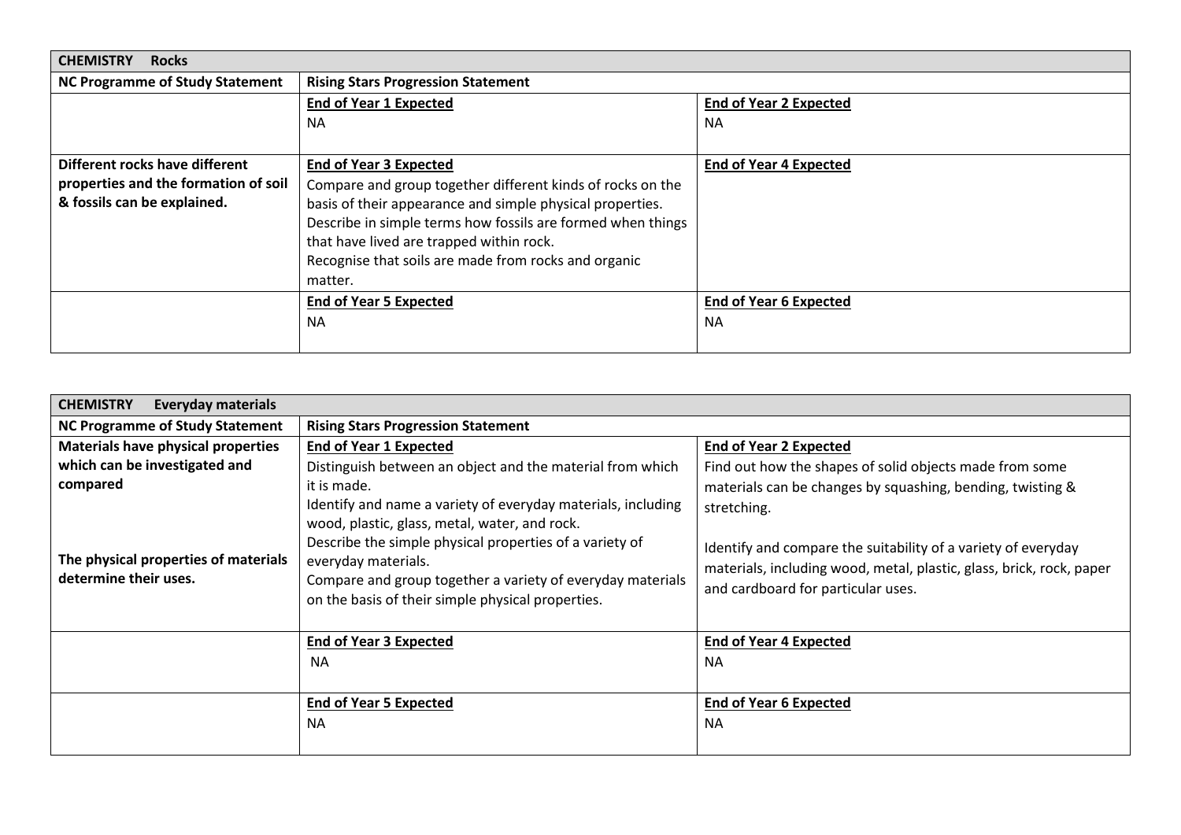| **CHEMISTRY Rocks** | | |
|---|---|---|
| **NC Programme of Study Statement** | **Rising Stars Progression Statement** | |
| | **End of Year 1 Expected**<br>NA | **End of Year 2 Expected**<br>NA |
| **Different rocks have different properties and the formation of soil & fossils can be explained.** | **End of Year 3 Expected**<br>Compare and group together different kinds of rocks on the basis of their appearance and simple physical properties.<br>Describe in simple terms how fossils are formed when things that have lived are trapped within rock.<br>Recognise that soils are made from rocks and organic matter. | **End of Year 4 Expected** |
| | **End of Year 5 Expected**<br>NA | **End of Year 6 Expected**<br>NA |

| **CHEMISTRY Everyday materials** | | |
|---|---|---|
| **NC Programme of Study Statement** | **Rising Stars Progression Statement** | |
| **Materials have physical properties which can be investigated and compared**<br><br>**The physical properties of materials determine their uses.** | **End of Year 1 Expected**<br>Distinguish between an object and the material from which it is made.<br>Identify and name a variety of everyday materials, including wood, plastic, glass, metal, water, and rock.<br>Describe the simple physical properties of a variety of everyday materials.<br>Compare and group together a variety of everyday materials on the basis of their simple physical properties. | **End of Year 2 Expected**<br>Find out how the shapes of solid objects made from some materials can be changes by squashing, bending, twisting & stretching.<br><br>Identify and compare the suitability of a variety of everyday materials, including wood, metal, plastic, glass, brick, rock, paper and cardboard for particular uses. |
| | **End of Year 3 Expected**<br>NA | **End of Year 4 Expected**<br>NA |
| | **End of Year 5 Expected**<br>NA | **End of Year 6 Expected**<br>NA |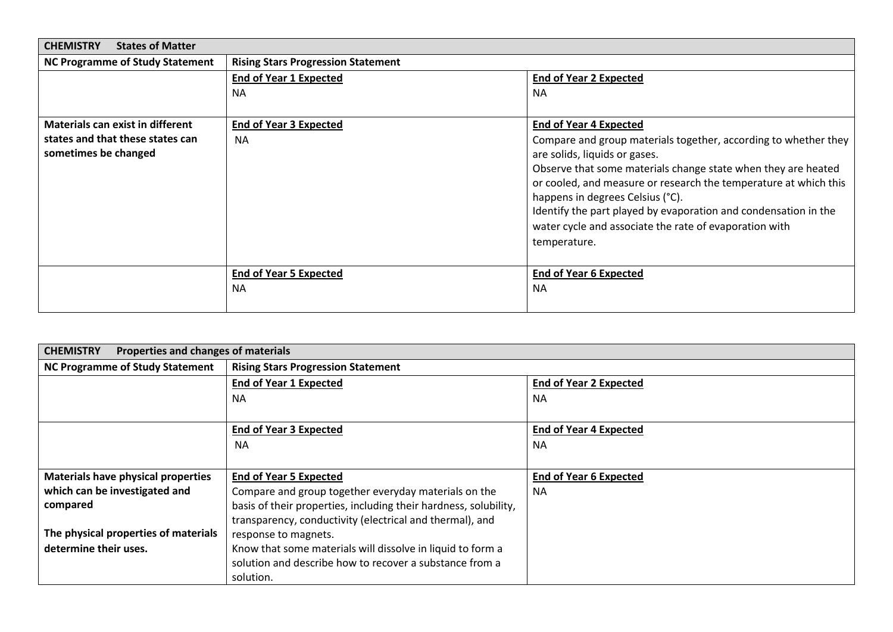| **CHEMISTRY States of Matter** | | |
|---|---|---|
| **NC Programme of Study Statement** | **Rising Stars Progression Statement** | |
| | **End of Year 1 Expected**<br>NA | **End of Year 2 Expected**<br>NA |
| **Materials can exist in different states and that these states can sometimes be changed** | **End of Year 3 Expected**<br>NA | **End of Year 4 Expected**<br>Compare and group materials together, according to whether they are solids, liquids or gases.<br>Observe that some materials change state when they are heated or cooled, and measure or research the temperature at which this happens in degrees Celsius (°C).<br>Identify the part played by evaporation and condensation in the water cycle and associate the rate of evaporation with temperature. |
| | **End of Year 5 Expected**<br>NA | **End of Year 6 Expected**<br>NA |

| **CHEMISTRY Properties and changes of materials** | | |
|---|---|---|
| **NC Programme of Study Statement** | **Rising Stars Progression Statement** | |
| | **End of Year 1 Expected**<br>NA | **End of Year 2 Expected**<br>NA |
| | **End of Year 3 Expected**<br>NA | **End of Year 4 Expected**<br>NA |
| **Materials have physical properties which can be investigated and compared**<br><br>**The physical properties of materials determine their uses.** | **End of Year 5 Expected**<br>Compare and group together everyday materials on the basis of their properties, including their hardness, solubility, transparency, conductivity (electrical and thermal), and response to magnets.<br>Know that some materials will dissolve in liquid to form a solution and describe how to recover a substance from a solution. | **End of Year 6 Expected**<br>NA |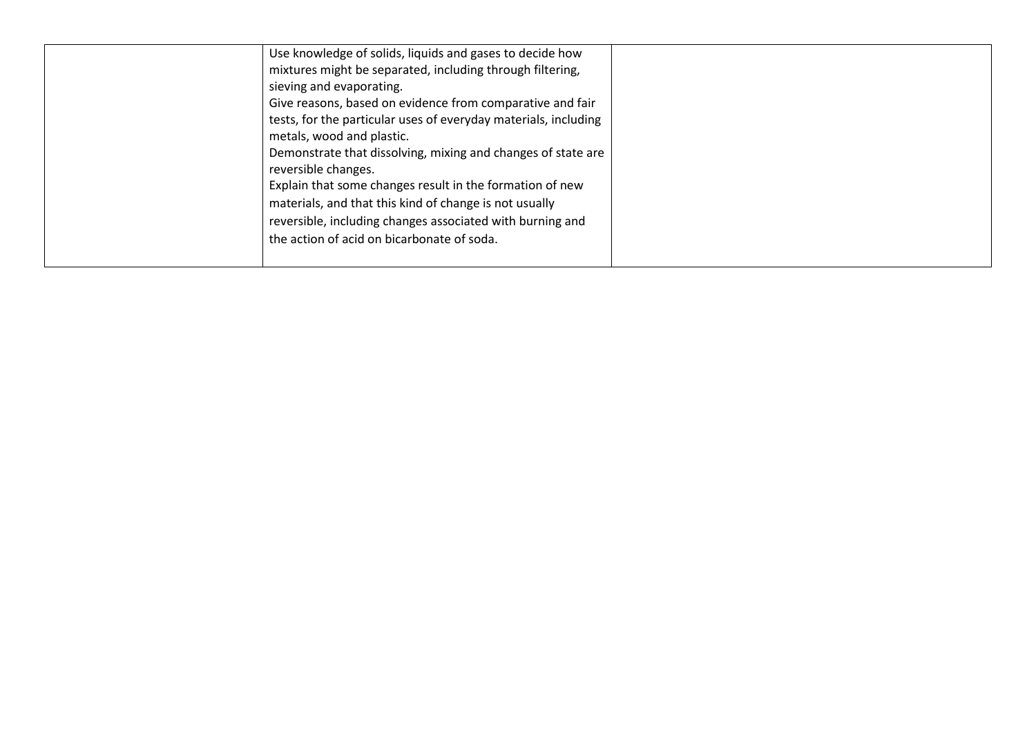| | | |
|---|---|---|
| | Use knowledge of solids, liquids and gases to decide how mixtures might be separated, including through filtering, sieving and evaporating.<br>Give reasons, based on evidence from comparative and fair tests, for the particular uses of everyday materials, including metals, wood and plastic.<br>Demonstrate that dissolving, mixing and changes of state are reversible changes.<br>Explain that some changes result in the formation of new materials, and that this kind of change is not usually reversible, including changes associated with burning and the action of acid on bicarbonate of soda. | |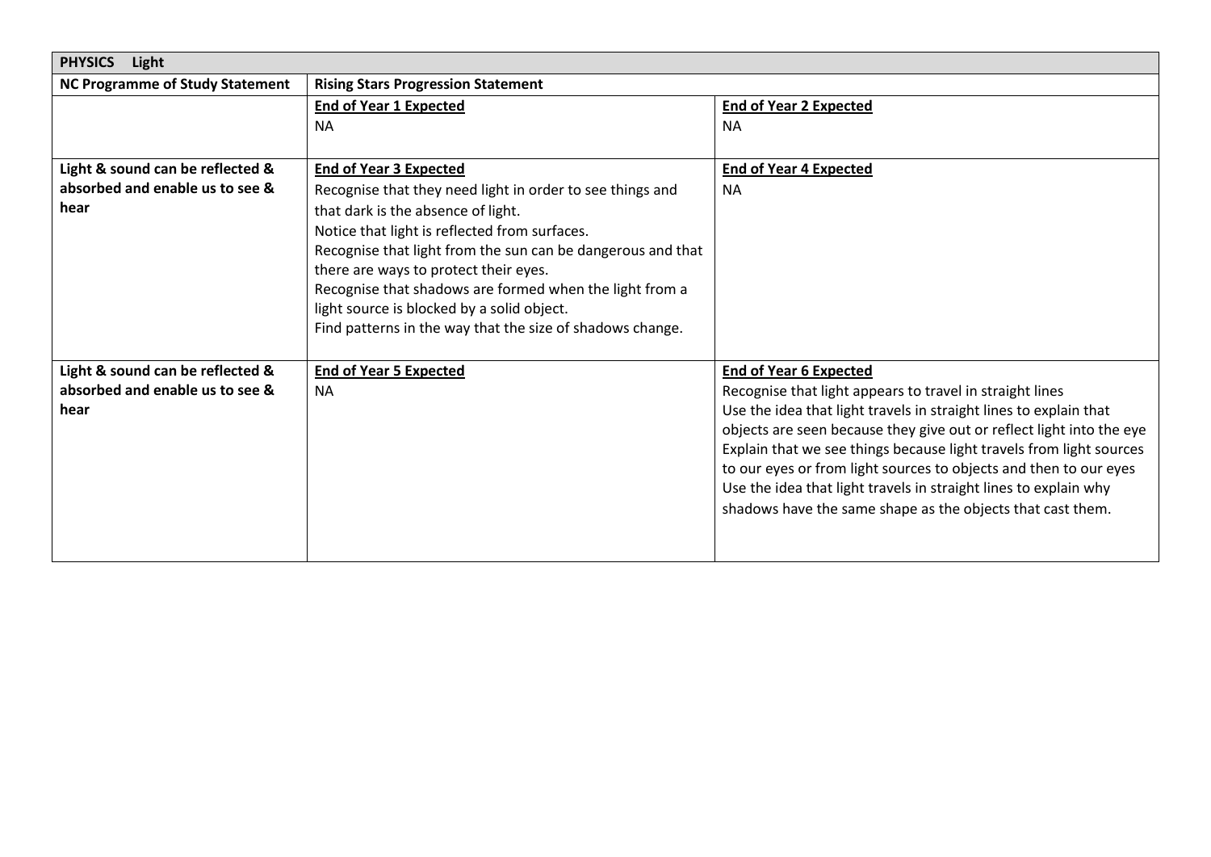| PHYSICS Light | | |
|---|---|---|
| **NC Programme of Study Statement** | **Rising Stars Progression Statement** | |
| | **End of Year 1 Expected**<br>NA | **End of Year 2 Expected**<br>NA |
| **Light & sound can be reflected & absorbed and enable us to see & hear** | **End of Year 3 Expected**<br>Recognise that they need light in order to see things and that dark is the absence of light.<br>Notice that light is reflected from surfaces.<br>Recognise that light from the sun can be dangerous and that there are ways to protect their eyes.<br>Recognise that shadows are formed when the light from a light source is blocked by a solid object.<br>Find patterns in the way that the size of shadows change. | **End of Year 4 Expected**<br>NA |
| **Light & sound can be reflected & absorbed and enable us to see & hear** | **End of Year 5 Expected**<br>NA | **End of Year 6 Expected**<br>Recognise that light appears to travel in straight lines<br>Use the idea that light travels in straight lines to explain that objects are seen because they give out or reflect light into the eye<br>Explain that we see things because light travels from light sources to our eyes or from light sources to objects and then to our eyes<br>Use the idea that light travels in straight lines to explain why shadows have the same shape as the objects that cast them. |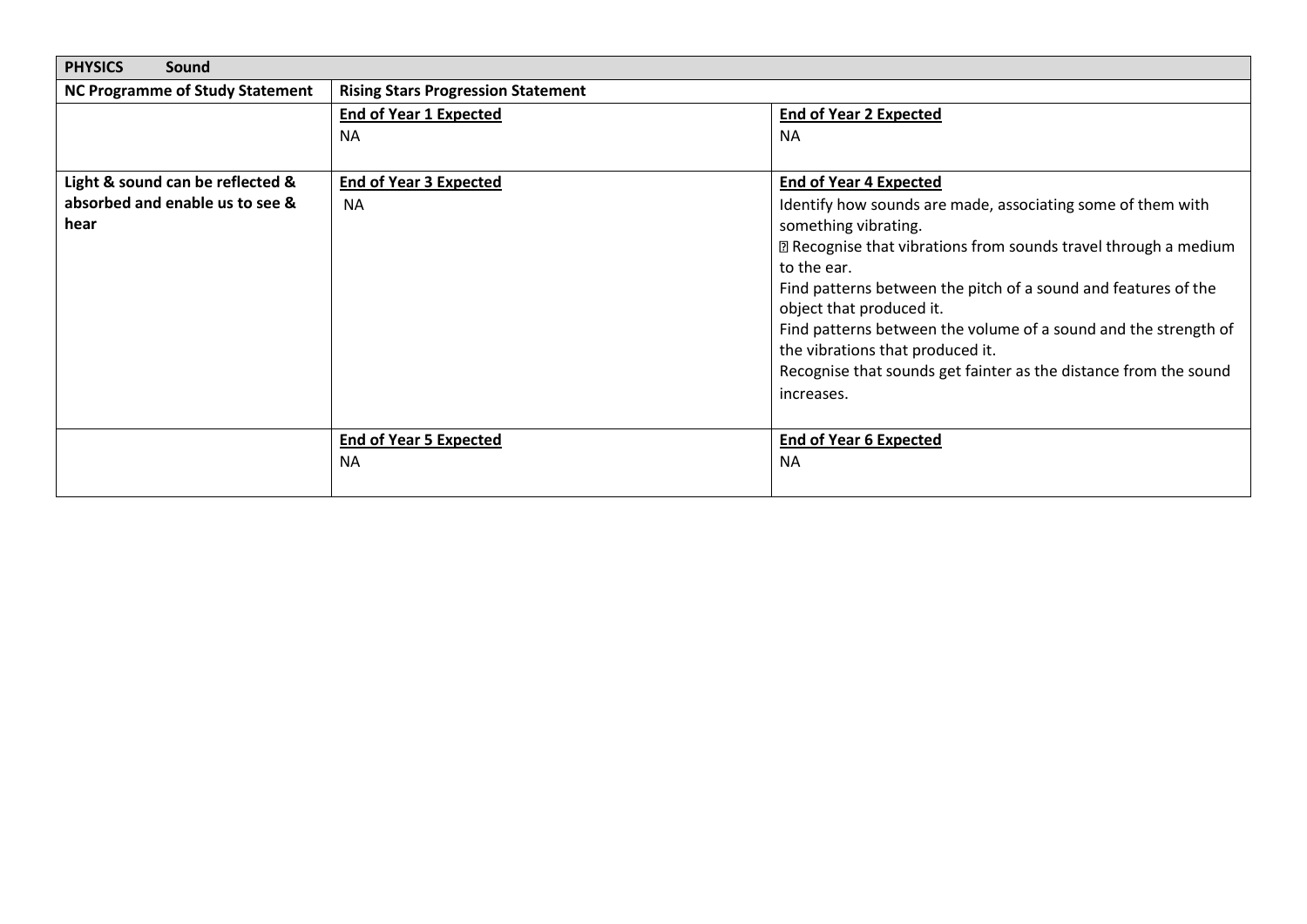| PHYSICS Sound | | |
|---|---|---|
| **NC Programme of Study Statement** | **Rising Stars Progression Statement** | |
| | **End of Year 1 Expected**<br>NA | **End of Year 2 Expected**<br>NA |
| **Light & sound can be reflected & absorbed and enable us to see & hear** | **End of Year 3 Expected**<br>NA | **End of Year 4 Expected**<br>Identify how sounds are made, associating some of them with something vibrating.<br>� Recognise that vibrations from sounds travel through a medium to the ear.<br>Find patterns between the pitch of a sound and features of the object that produced it.<br>Find patterns between the volume of a sound and the strength of the vibrations that produced it.<br>Recognise that sounds get fainter as the distance from the sound increases. |
| | **End of Year 5 Expected**<br>NA | **End of Year 6 Expected**<br>NA |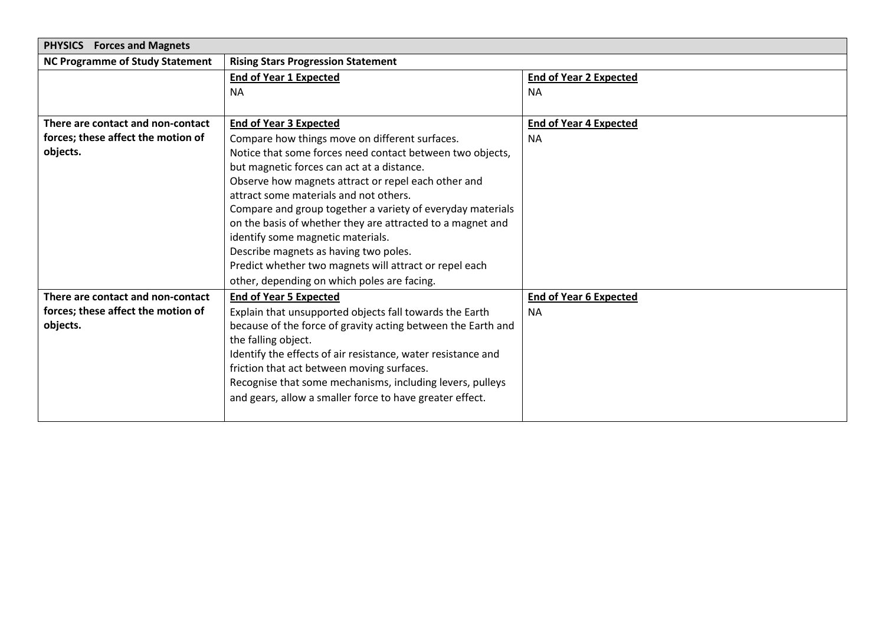| PHYSICS Forces and Magnets | | |
|---|---|---|
| **NC Programme of Study Statement** | **Rising Stars Progression Statement** | |
| | **End of Year 1 Expected**<br>NA | **End of Year 2 Expected**<br>NA |
| **There are contact and non-contact forces; these affect the motion of objects.** | **End of Year 3 Expected**<br>Compare how things move on different surfaces.<br>Notice that some forces need contact between two objects, but magnetic forces can act at a distance.<br>Observe how magnets attract or repel each other and attract some materials and not others.<br>Compare and group together a variety of everyday materials on the basis of whether they are attracted to a magnet and identify some magnetic materials.<br>Describe magnets as having two poles.<br>Predict whether two magnets will attract or repel each other, depending on which poles are facing. | **End of Year 4 Expected**<br>NA |
| **There are contact and non-contact forces; these affect the motion of objects.** | **End of Year 5 Expected**<br>Explain that unsupported objects fall towards the Earth because of the force of gravity acting between the Earth and the falling object.<br>Identify the effects of air resistance, water resistance and friction that act between moving surfaces.<br>Recognise that some mechanisms, including levers, pulleys and gears, allow a smaller force to have greater effect. | **End of Year 6 Expected**<br>NA |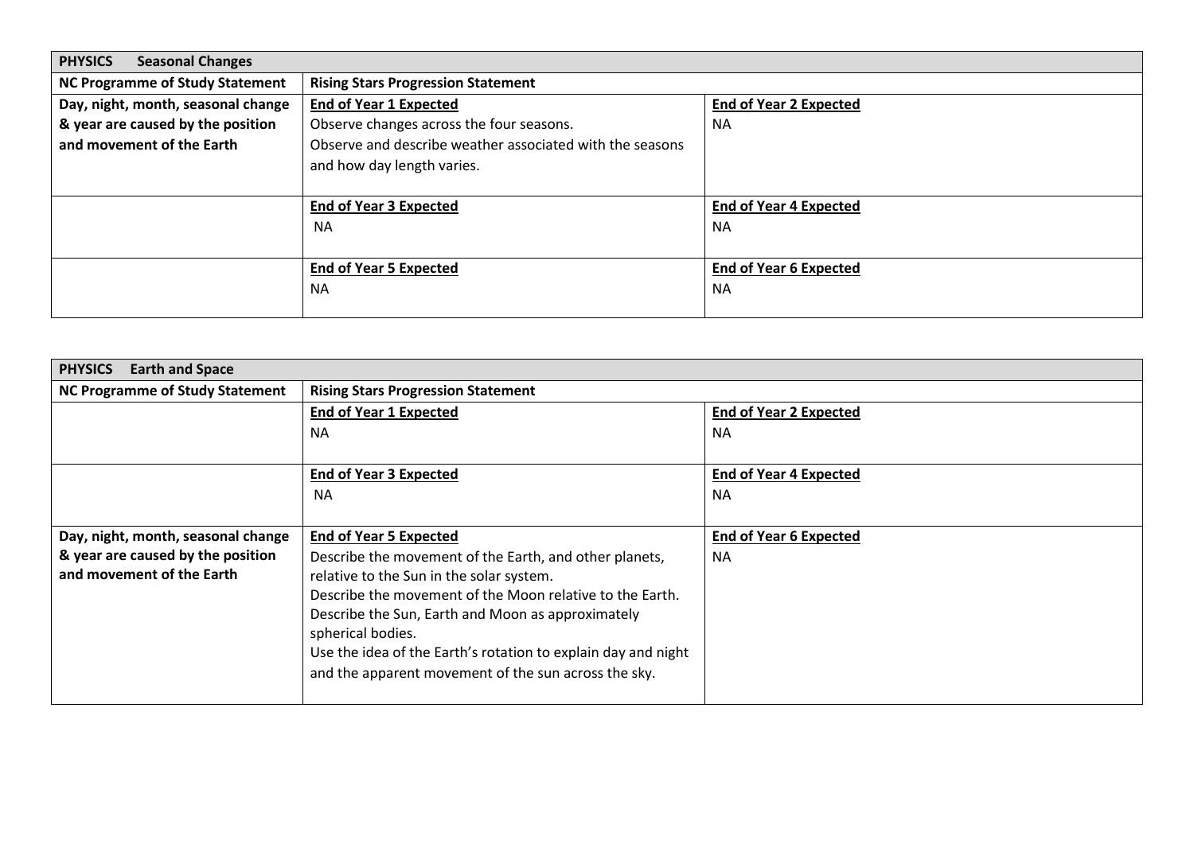| PHYSICS Seasonal Changes | | |
|---|---|---|
| **NC Programme of Study Statement** | **Rising Stars Progression Statement** | |
| **Day, night, month, seasonal change & year are caused by the position and movement of the Earth** | **End of Year 1 Expected**<br>Observe changes across the four seasons.<br>Observe and describe weather associated with the seasons and how day length varies. | **End of Year 2 Expected**<br>NA |
| | **End of Year 3 Expected**<br>NA | **End of Year 4 Expected**<br>NA |
| | **End of Year 5 Expected**<br>NA | **End of Year 6 Expected**<br>NA |

| PHYSICS Earth and Space | | |
|---|---|---|
| **NC Programme of Study Statement** | **Rising Stars Progression Statement** | |
| | **End of Year 1 Expected**<br>NA | **End of Year 2 Expected**<br>NA |
| | **End of Year 3 Expected**<br>NA | **End of Year 4 Expected**<br>NA |
| **Day, night, month, seasonal change & year are caused by the position and movement of the Earth** | **End of Year 5 Expected**<br>Describe the movement of the Earth, and other planets, relative to the Sun in the solar system.<br>Describe the movement of the Moon relative to the Earth.<br>Describe the Sun, Earth and Moon as approximately spherical bodies.<br>Use the idea of the Earth's rotation to explain day and night and the apparent movement of the sun across the sky. | **End of Year 6 Expected**<br>NA |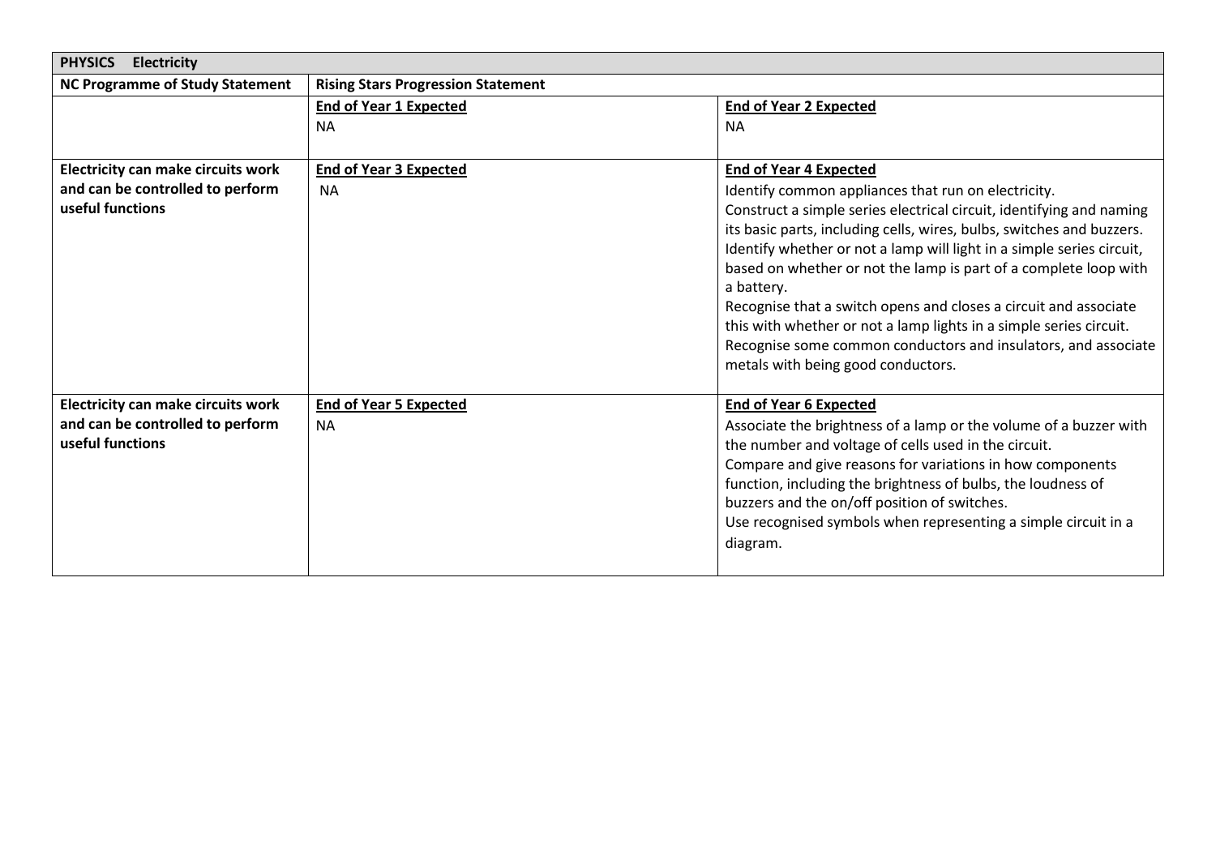| **PHYSICS Electricity** | | |
|---|---|---|
| **NC Programme of Study Statement** | **Rising Stars Progression Statement** | |
| | **End of Year 1 Expected**<br>NA | **End of Year 2 Expected**<br>NA |
| **Electricity can make circuits work and can be controlled to perform useful functions** | **End of Year 3 Expected**<br>NA | **End of Year 4 Expected**<br>Identify common appliances that run on electricity.<br>Construct a simple series electrical circuit, identifying and naming its basic parts, including cells, wires, bulbs, switches and buzzers.<br>Identify whether or not a lamp will light in a simple series circuit, based on whether or not the lamp is part of a complete loop with a battery.<br>Recognise that a switch opens and closes a circuit and associate this with whether or not a lamp lights in a simple series circuit.<br>Recognise some common conductors and insulators, and associate metals with being good conductors. |
| **Electricity can make circuits work and can be controlled to perform useful functions** | **End of Year 5 Expected**<br>NA | **End of Year 6 Expected**<br>Associate the brightness of a lamp or the volume of a buzzer with the number and voltage of cells used in the circuit.<br>Compare and give reasons for variations in how components function, including the brightness of bulbs, the loudness of buzzers and the on/off position of switches.<br>Use recognised symbols when representing a simple circuit in a diagram. |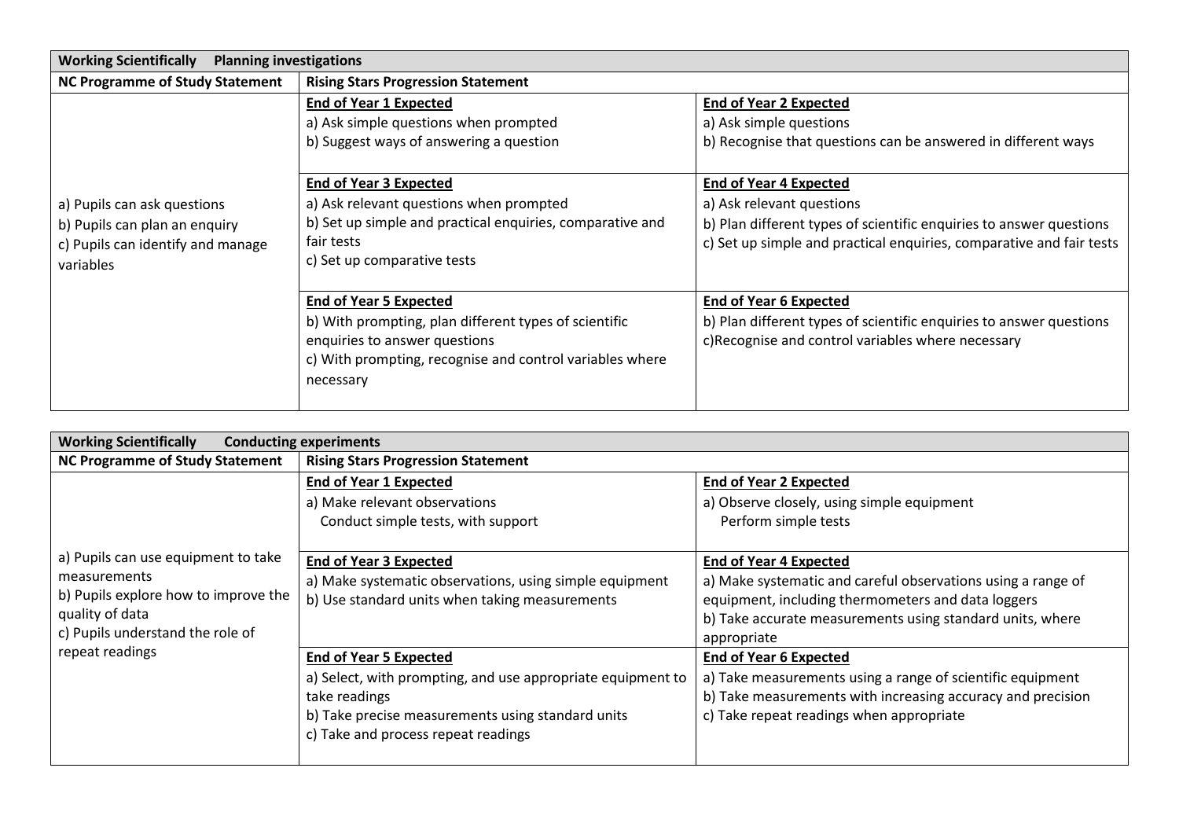| Working Scientifically    Planning investigations | | |
|---|---|---|
| **NC Programme of Study Statement** | **Rising Stars Progression Statement** | |
| a) Pupils can ask questions<br>b) Pupils can plan an enquiry<br>c) Pupils can identify and manage variables | **End of Year 1 Expected**<br>a) Ask simple questions when prompted<br>b) Suggest ways of answering a question | **End of Year 2 Expected**<br>a) Ask simple questions<br>b) Recognise that questions can be answered in different ways |
| | **End of Year 3 Expected**<br>a) Ask relevant questions when prompted<br>b) Set up simple and practical enquiries, comparative and fair tests<br>c) Set up comparative tests | **End of Year 4 Expected**<br>a) Ask relevant questions<br>b) Plan different types of scientific enquiries to answer questions<br>c) Set up simple and practical enquiries, comparative and fair tests |
| | **End of Year 5 Expected**<br>b) With prompting, plan different types of scientific enquiries to answer questions<br>c) With prompting, recognise and control variables where necessary | **End of Year 6 Expected**<br>b) Plan different types of scientific enquiries to answer questions<br>c)Recognise and control variables where necessary |

| Working Scientifically    Conducting experiments | | |
|---|---|---|
| **NC Programme of Study Statement** | **Rising Stars Progression Statement** | |
| a) Pupils can use equipment to take measurements<br>b) Pupils explore how to improve the quality of data<br>c) Pupils understand the role of repeat readings | **End of Year 1 Expected**<br>a) Make relevant observations<br>Conduct simple tests, with support | **End of Year 2 Expected**<br>a) Observe closely, using simple equipment<br>Perform simple tests |
| | **End of Year 3 Expected**<br>a) Make systematic observations, using simple equipment<br>b) Use standard units when taking measurements | **End of Year 4 Expected**<br>a) Make systematic and careful observations using a range of equipment, including thermometers and data loggers<br>b) Take accurate measurements using standard units, where appropriate |
| | **End of Year 5 Expected**<br>a) Select, with prompting, and use appropriate equipment to take readings<br>b) Take precise measurements using standard units<br>c) Take and process repeat readings | **End of Year 6 Expected**<br>a) Take measurements using a range of scientific equipment<br>b) Take measurements with increasing accuracy and precision<br>c) Take repeat readings when appropriate |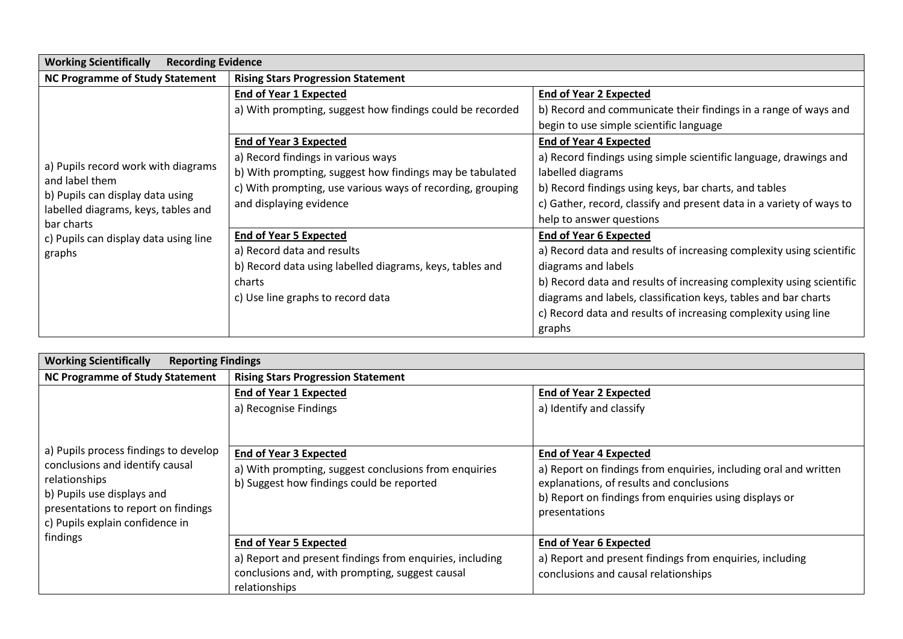| **Working Scientifically &nbsp;&nbsp; Recording Evidence** | | |
|---|---|---|
| **NC Programme of Study Statement** | **Rising Stars Progression Statement** | |
| a) Pupils record work with diagrams and label them<br>b) Pupils can display data using labelled diagrams, keys, tables and bar charts<br>c) Pupils can display data using line graphs | **End of Year 1 Expected**<br>a) With prompting, suggest how findings could be recorded | **End of Year 2 Expected**<br>b) Record and communicate their findings in a range of ways and begin to use simple scientific language |
| | **End of Year 3 Expected**<br>a) Record findings in various ways<br>b) With prompting, suggest how findings may be tabulated<br>c) With prompting, use various ways of recording, grouping and displaying evidence | **End of Year 4 Expected**<br>a) Record findings using simple scientific language, drawings and labelled diagrams<br>b) Record findings using keys, bar charts, and tables<br>c) Gather, record, classify and present data in a variety of ways to help to answer questions |
| | **End of Year 5 Expected**<br>a) Record data and results<br>b) Record data using labelled diagrams, keys, tables and charts<br>c) Use line graphs to record data | **End of Year 6 Expected**<br>a) Record data and results of increasing complexity using scientific diagrams and labels<br>b) Record data and results of increasing complexity using scientific diagrams and labels, classification keys, tables and bar charts<br>c) Record data and results of increasing complexity using line graphs |

| **Working Scientifically &nbsp;&nbsp; Reporting Findings** | | |
|---|---|---|
| **NC Programme of Study Statement** | **Rising Stars Progression Statement** | |
| a) Pupils process findings to develop conclusions and identify causal relationships<br>b) Pupils use displays and presentations to report on findings<br>c) Pupils explain confidence in findings | **End of Year 1 Expected**<br>a) Recognise Findings | **End of Year 2 Expected**<br>a) Identify and classify |
| | **End of Year 3 Expected**<br>a) With prompting, suggest conclusions from enquiries<br>b) Suggest how findings could be reported | **End of Year 4 Expected**<br>a) Report on findings from enquiries, including oral and written explanations, of results and conclusions<br>b) Report on findings from enquiries using displays or presentations |
| | **End of Year 5 Expected**<br>a) Report and present findings from enquiries, including conclusions and, with prompting, suggest causal relationships | **End of Year 6 Expected**<br>a) Report and present findings from enquiries, including conclusions and causal relationships |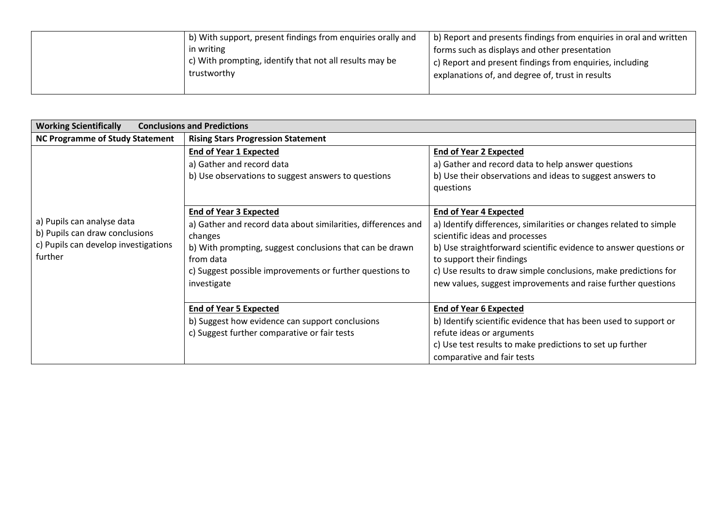| | | |
|---|---|---|
| | b) With support, present findings from enquiries orally and in writing<br>c) With prompting, identify that not all results may be trustworthy | b) Report and presents findings from enquiries in oral and written forms such as displays and other presentation<br>c) Report and present findings from enquiries, including explanations of, and degree of, trust in results |

| **Working Scientifically Conclusions and Predictions** | | |
|---|---|---|
| **NC Programme of Study Statement** | **Rising Stars Progression Statement** | |
| a) Pupils can analyse data<br>b) Pupils can draw conclusions<br>c) Pupils can develop investigations further | **End of Year 1 Expected**<br>a) Gather and record data<br>b) Use observations to suggest answers to questions | **End of Year 2 Expected**<br>a) Gather and record data to help answer questions<br>b) Use their observations and ideas to suggest answers to questions |
| | **End of Year 3 Expected**<br>a) Gather and record data about similarities, differences and changes<br>b) With prompting, suggest conclusions that can be drawn from data<br>c) Suggest possible improvements or further questions to investigate | **End of Year 4 Expected**<br>a) Identify differences, similarities or changes related to simple scientific ideas and processes<br>b) Use straightforward scientific evidence to answer questions or to support their findings<br>c) Use results to draw simple conclusions, make predictions for new values, suggest improvements and raise further questions |
| | **End of Year 5 Expected**<br>b) Suggest how evidence can support conclusions<br>c) Suggest further comparative or fair tests | **End of Year 6 Expected**<br>b) Identify scientific evidence that has been used to support or refute ideas or arguments<br>c) Use test results to make predictions to set up further comparative and fair tests |